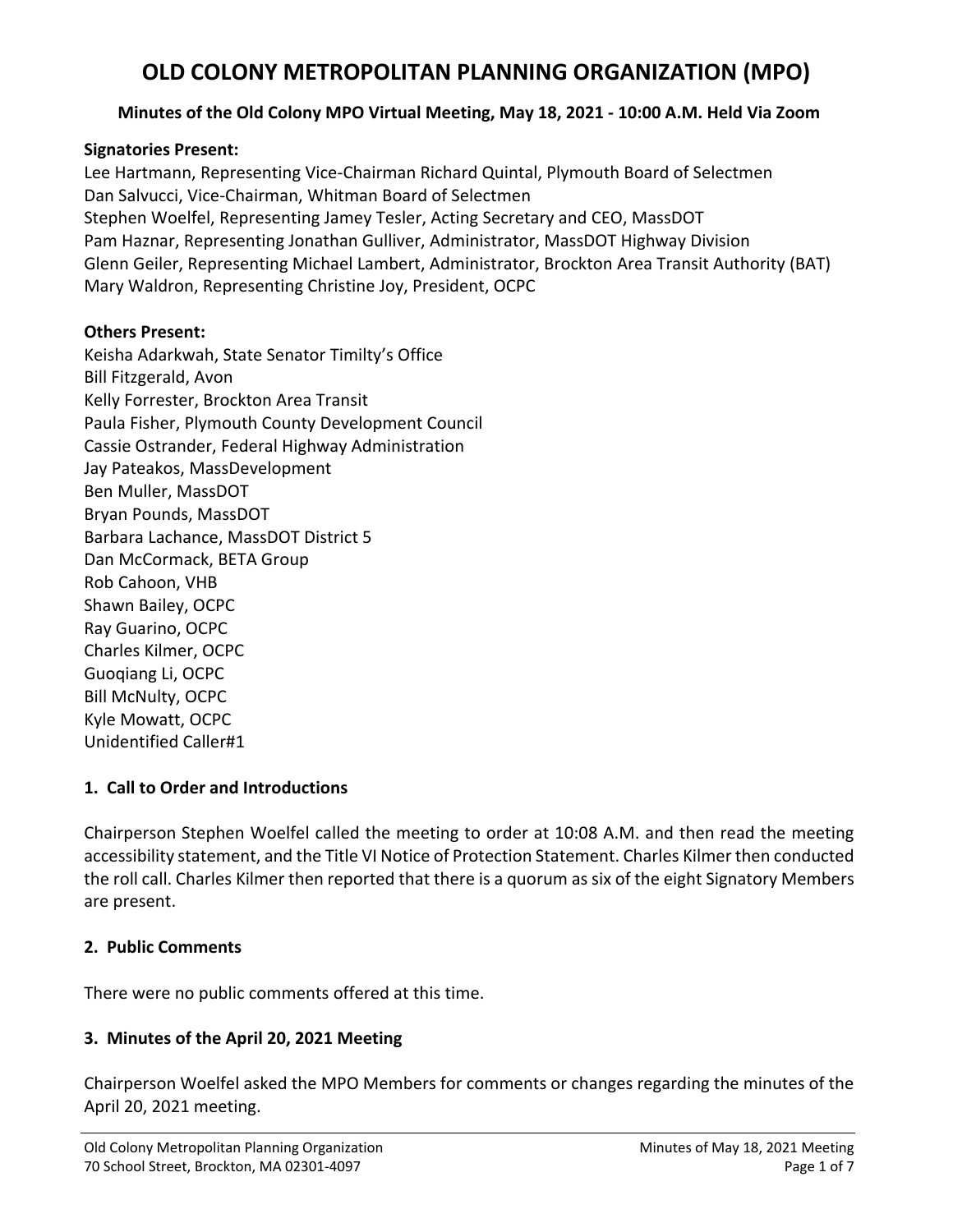# OLD COLONY METROPOLITAN PLANNING ORGANIZATION (MPO)

**Minutes of the Old Colony MPO Virtual Meeting, May 18, 2021 - 10:00 A.M. Held Via Zoom**

**Signatories Present:**

Lee Hartmann, Representing Vice-Chairman Richard Quintal, Plymouth Board of Selectmen
Dan Salvucci, Vice-Chairman, Whitman Board of Selectmen
Stephen Woelfel, Representing Jamey Tesler, Acting Secretary and CEO, MassDOT
Pam Haznar, Representing Jonathan Gulliver, Administrator, MassDOT Highway Division
Glenn Geiler, Representing Michael Lambert, Administrator, Brockton Area Transit Authority (BAT)
Mary Waldron, Representing Christine Joy, President, OCPC

**Others Present:**

Keisha Adarkwah, State Senator Timilty's Office
Bill Fitzgerald, Avon
Kelly Forrester, Brockton Area Transit
Paula Fisher, Plymouth County Development Council
Cassie Ostrander, Federal Highway Administration
Jay Pateakos, MassDevelopment
Ben Muller, MassDOT
Bryan Pounds, MassDOT
Barbara Lachance, MassDOT District 5
Dan McCormack, BETA Group
Rob Cahoon, VHB
Shawn Bailey, OCPC
Ray Guarino, OCPC
Charles Kilmer, OCPC
Guoqiang Li, OCPC
Bill McNulty, OCPC
Kyle Mowatt, OCPC
Unidentified Caller#1

## 1. Call to Order and Introductions

Chairperson Stephen Woelfel called the meeting to order at 10:08 A.M. and then read the meeting accessibility statement, and the Title VI Notice of Protection Statement. Charles Kilmer then conducted the roll call. Charles Kilmer then reported that there is a quorum as six of the eight Signatory Members are present.

## 2. Public Comments

There were no public comments offered at this time.

## 3. Minutes of the April 20, 2021 Meeting

Chairperson Woelfel asked the MPO Members for comments or changes regarding the minutes of the April 20, 2021 meeting.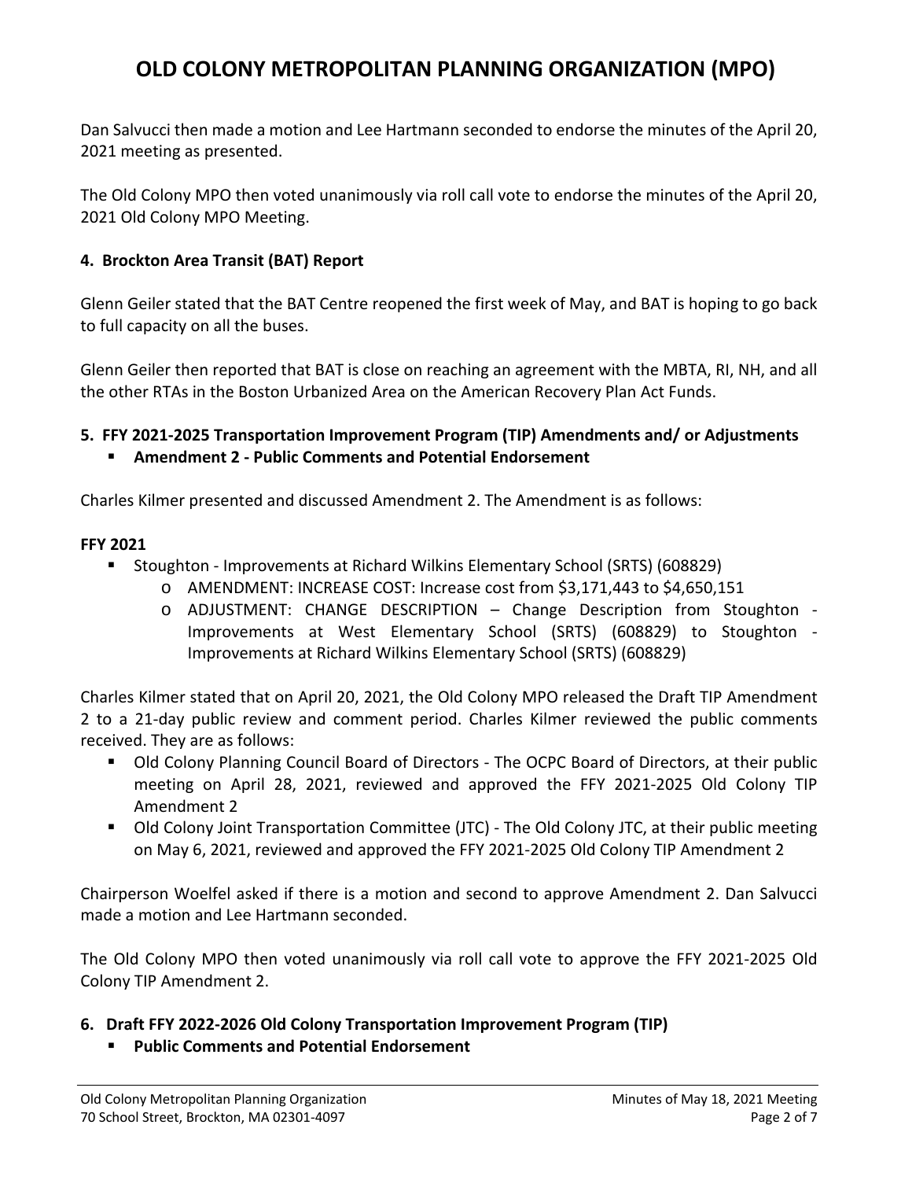Dan Salvucci then made a motion and Lee Hartmann seconded to endorse the minutes of the April 20, 2021 meeting as presented.

The Old Colony MPO then voted unanimously via roll call vote to endorse the minutes of the April 20, 2021 Old Colony MPO Meeting.

### 4. Brockton Area Transit (BAT) Report

Glenn Geiler stated that the BAT Centre reopened the first week of May, and BAT is hoping to go back to full capacity on all the buses.

Glenn Geiler then reported that BAT is close on reaching an agreement with the MBTA, RI, NH, and all the other RTAs in the Boston Urbanized Area on the American Recovery Plan Act Funds.

### 5. FFY 2021-2025 Transportation Improvement Program (TIP) Amendments and/ or Adjustments

- **Amendment 2 - Public Comments and Potential Endorsement**

Charles Kilmer presented and discussed Amendment 2. The Amendment is as follows:

**FFY 2021**

- Stoughton - Improvements at Richard Wilkins Elementary School (SRTS) (608829)
  - AMENDMENT: INCREASE COST: Increase cost from $3,171,443 to $4,650,151
  - ADJUSTMENT: CHANGE DESCRIPTION – Change Description from Stoughton - Improvements at West Elementary School (SRTS) (608829) to Stoughton - Improvements at Richard Wilkins Elementary School (SRTS) (608829)

Charles Kilmer stated that on April 20, 2021, the Old Colony MPO released the Draft TIP Amendment 2 to a 21-day public review and comment period. Charles Kilmer reviewed the public comments received. They are as follows:

- Old Colony Planning Council Board of Directors - The OCPC Board of Directors, at their public meeting on April 28, 2021, reviewed and approved the FFY 2021-2025 Old Colony TIP Amendment 2
- Old Colony Joint Transportation Committee (JTC) - The Old Colony JTC, at their public meeting on May 6, 2021, reviewed and approved the FFY 2021-2025 Old Colony TIP Amendment 2

Chairperson Woelfel asked if there is a motion and second to approve Amendment 2. Dan Salvucci made a motion and Lee Hartmann seconded.

The Old Colony MPO then voted unanimously via roll call vote to approve the FFY 2021-2025 Old Colony TIP Amendment 2.

### 6. Draft FFY 2022-2026 Old Colony Transportation Improvement Program (TIP)

- **Public Comments and Potential Endorsement**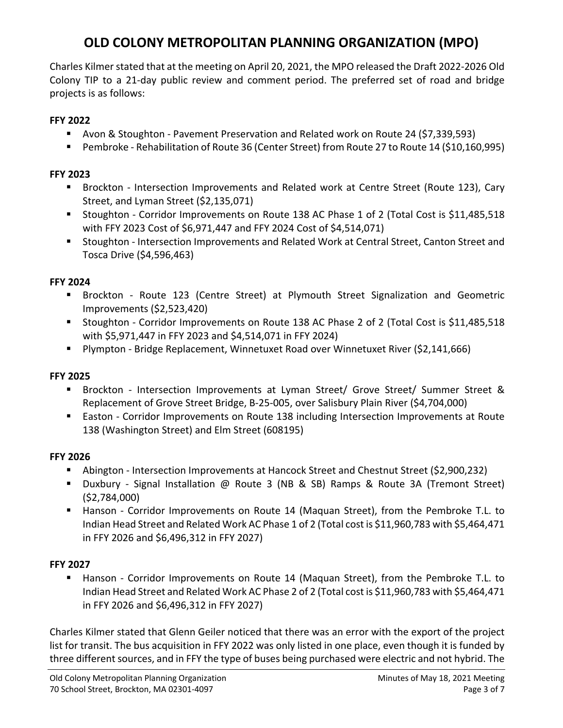# OLD COLONY METROPOLITAN PLANNING ORGANIZATION (MPO)

Charles Kilmer stated that at the meeting on April 20, 2021, the MPO released the Draft 2022-2026 Old Colony TIP to a 21-day public review and comment period. The preferred set of road and bridge projects is as follows:

**FFY 2022**

- Avon & Stoughton - Pavement Preservation and Related work on Route 24 ($7,339,593)
- Pembroke - Rehabilitation of Route 36 (Center Street) from Route 27 to Route 14 ($10,160,995)

**FFY 2023**

- Brockton - Intersection Improvements and Related work at Centre Street (Route 123), Cary Street, and Lyman Street ($2,135,071)
- Stoughton - Corridor Improvements on Route 138 AC Phase 1 of 2 (Total Cost is $11,485,518 with FFY 2023 Cost of $6,971,447 and FFY 2024 Cost of $4,514,071)
- Stoughton - Intersection Improvements and Related Work at Central Street, Canton Street and Tosca Drive ($4,596,463)

**FFY 2024**

- Brockton - Route 123 (Centre Street) at Plymouth Street Signalization and Geometric Improvements ($2,523,420)
- Stoughton - Corridor Improvements on Route 138 AC Phase 2 of 2 (Total Cost is $11,485,518 with $5,971,447 in FFY 2023 and $4,514,071 in FFY 2024)
- Plympton - Bridge Replacement, Winnetuxet Road over Winnetuxet River ($2,141,666)

**FFY 2025**

- Brockton - Intersection Improvements at Lyman Street/ Grove Street/ Summer Street & Replacement of Grove Street Bridge, B-25-005, over Salisbury Plain River ($4,704,000)
- Easton - Corridor Improvements on Route 138 including Intersection Improvements at Route 138 (Washington Street) and Elm Street (608195)

**FFY 2026**

- Abington - Intersection Improvements at Hancock Street and Chestnut Street ($2,900,232)
- Duxbury - Signal Installation @ Route 3 (NB & SB) Ramps & Route 3A (Tremont Street) ($2,784,000)
- Hanson - Corridor Improvements on Route 14 (Maquan Street), from the Pembroke T.L. to Indian Head Street and Related Work AC Phase 1 of 2 (Total cost is $11,960,783 with $5,464,471 in FFY 2026 and $6,496,312 in FFY 2027)

**FFY 2027**

- Hanson - Corridor Improvements on Route 14 (Maquan Street), from the Pembroke T.L. to Indian Head Street and Related Work AC Phase 2 of 2 (Total cost is $11,960,783 with $5,464,471 in FFY 2026 and $6,496,312 in FFY 2027)

Charles Kilmer stated that Glenn Geiler noticed that there was an error with the export of the project list for transit. The bus acquisition in FFY 2022 was only listed in one place, even though it is funded by three different sources, and in FFY the type of buses being purchased were electric and not hybrid. The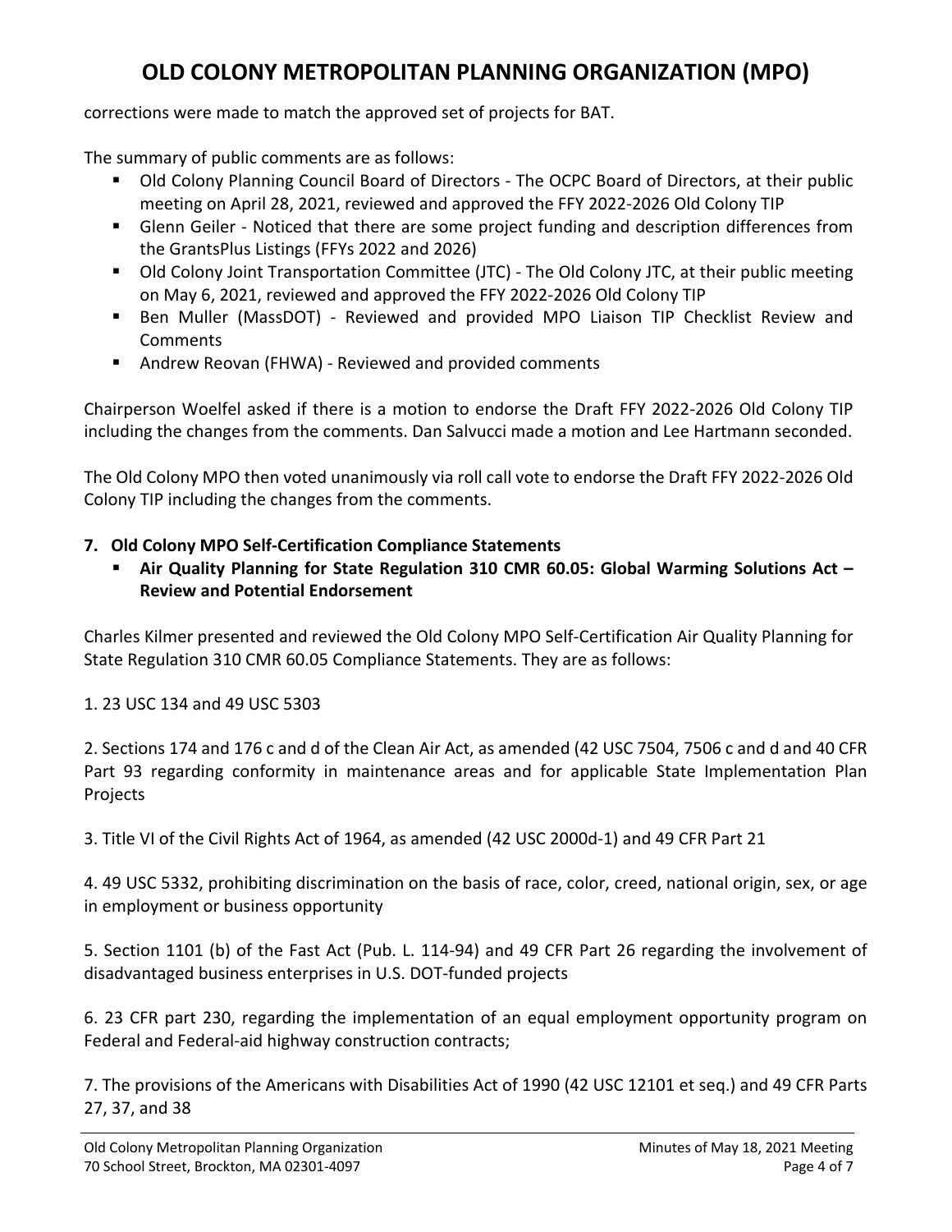corrections were made to match the approved set of projects for BAT.

The summary of public comments are as follows:

- Old Colony Planning Council Board of Directors - The OCPC Board of Directors, at their public meeting on April 28, 2021, reviewed and approved the FFY 2022-2026 Old Colony TIP
- Glenn Geiler - Noticed that there are some project funding and description differences from the GrantsPlus Listings (FFYs 2022 and 2026)
- Old Colony Joint Transportation Committee (JTC) - The Old Colony JTC, at their public meeting on May 6, 2021, reviewed and approved the FFY 2022-2026 Old Colony TIP
- Ben Muller (MassDOT) - Reviewed and provided MPO Liaison TIP Checklist Review and Comments
- Andrew Reovan (FHWA) - Reviewed and provided comments

Chairperson Woelfel asked if there is a motion to endorse the Draft FFY 2022-2026 Old Colony TIP including the changes from the comments. Dan Salvucci made a motion and Lee Hartmann seconded.

The Old Colony MPO then voted unanimously via roll call vote to endorse the Draft FFY 2022-2026 Old Colony TIP including the changes from the comments.

**7. Old Colony MPO Self-Certification Compliance Statements**

- **Air Quality Planning for State Regulation 310 CMR 60.05: Global Warming Solutions Act – Review and Potential Endorsement**

Charles Kilmer presented and reviewed the Old Colony MPO Self-Certification Air Quality Planning for State Regulation 310 CMR 60.05 Compliance Statements. They are as follows:

1. 23 USC 134 and 49 USC 5303

2. Sections 174 and 176 c and d of the Clean Air Act, as amended (42 USC 7504, 7506 c and d and 40 CFR Part 93 regarding conformity in maintenance areas and for applicable State Implementation Plan Projects

3. Title VI of the Civil Rights Act of 1964, as amended (42 USC 2000d-1) and 49 CFR Part 21

4. 49 USC 5332, prohibiting discrimination on the basis of race, color, creed, national origin, sex, or age in employment or business opportunity

5. Section 1101 (b) of the Fast Act (Pub. L. 114-94) and 49 CFR Part 26 regarding the involvement of disadvantaged business enterprises in U.S. DOT-funded projects

6. 23 CFR part 230, regarding the implementation of an equal employment opportunity program on Federal and Federal-aid highway construction contracts;

7. The provisions of the Americans with Disabilities Act of 1990 (42 USC 12101 et seq.) and 49 CFR Parts 27, 37, and 38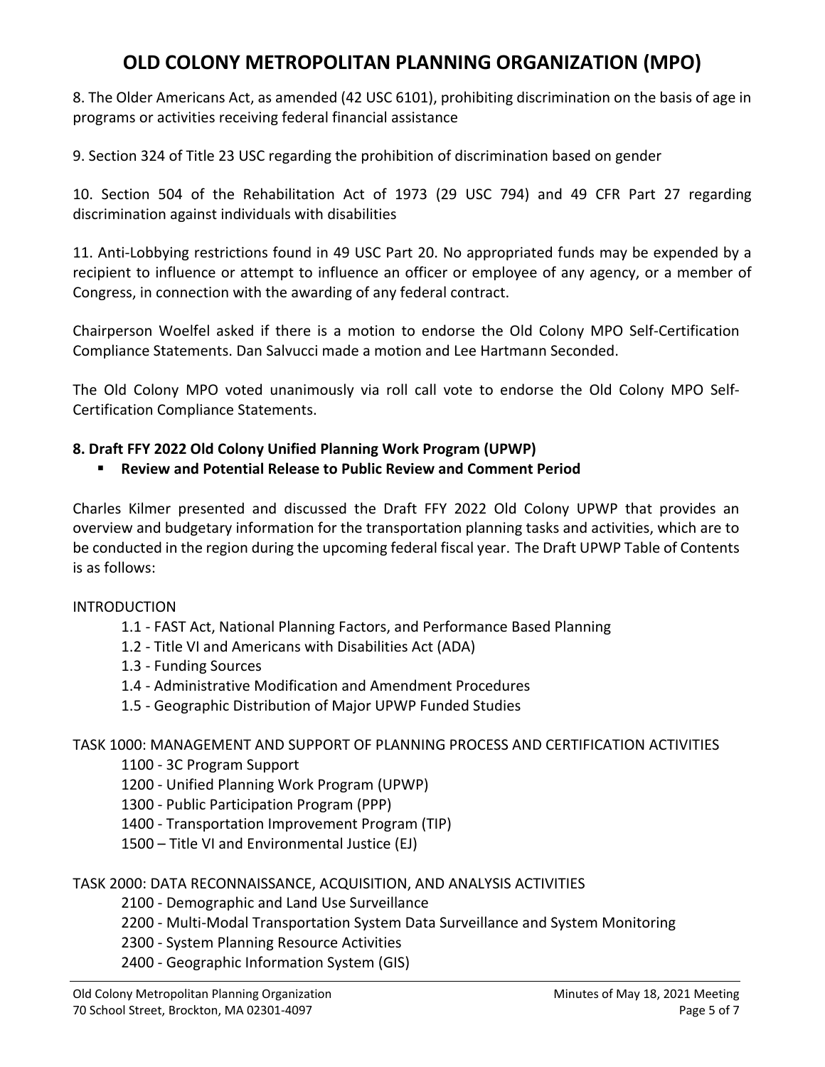8. The Older Americans Act, as amended (42 USC 6101), prohibiting discrimination on the basis of age in programs or activities receiving federal financial assistance

9. Section 324 of Title 23 USC regarding the prohibition of discrimination based on gender

10. Section 504 of the Rehabilitation Act of 1973 (29 USC 794) and 49 CFR Part 27 regarding discrimination against individuals with disabilities

11. Anti-Lobbying restrictions found in 49 USC Part 20. No appropriated funds may be expended by a recipient to influence or attempt to influence an officer or employee of any agency, or a member of Congress, in connection with the awarding of any federal contract.

Chairperson Woelfel asked if there is a motion to endorse the Old Colony MPO Self-Certification Compliance Statements. Dan Salvucci made a motion and Lee Hartmann Seconded.

The Old Colony MPO voted unanimously via roll call vote to endorse the Old Colony MPO Self-Certification Compliance Statements.

**8. Draft FFY 2022 Old Colony Unified Planning Work Program (UPWP)**

- **Review and Potential Release to Public Review and Comment Period**

Charles Kilmer presented and discussed the Draft FFY 2022 Old Colony UPWP that provides an overview and budgetary information for the transportation planning tasks and activities, which are to be conducted in the region during the upcoming federal fiscal year. The Draft UPWP Table of Contents is as follows:

INTRODUCTION

- 1.1 - FAST Act, National Planning Factors, and Performance Based Planning
- 1.2 - Title VI and Americans with Disabilities Act (ADA)
- 1.3 - Funding Sources
- 1.4 - Administrative Modification and Amendment Procedures
- 1.5 - Geographic Distribution of Major UPWP Funded Studies

TASK 1000: MANAGEMENT AND SUPPORT OF PLANNING PROCESS AND CERTIFICATION ACTIVITIES

- 1100 - 3C Program Support
- 1200 - Unified Planning Work Program (UPWP)
- 1300 - Public Participation Program (PPP)
- 1400 - Transportation Improvement Program (TIP)
- 1500 – Title VI and Environmental Justice (EJ)

TASK 2000: DATA RECONNAISSANCE, ACQUISITION, AND ANALYSIS ACTIVITIES

- 2100 - Demographic and Land Use Surveillance
- 2200 - Multi-Modal Transportation System Data Surveillance and System Monitoring
- 2300 - System Planning Resource Activities
- 2400 - Geographic Information System (GIS)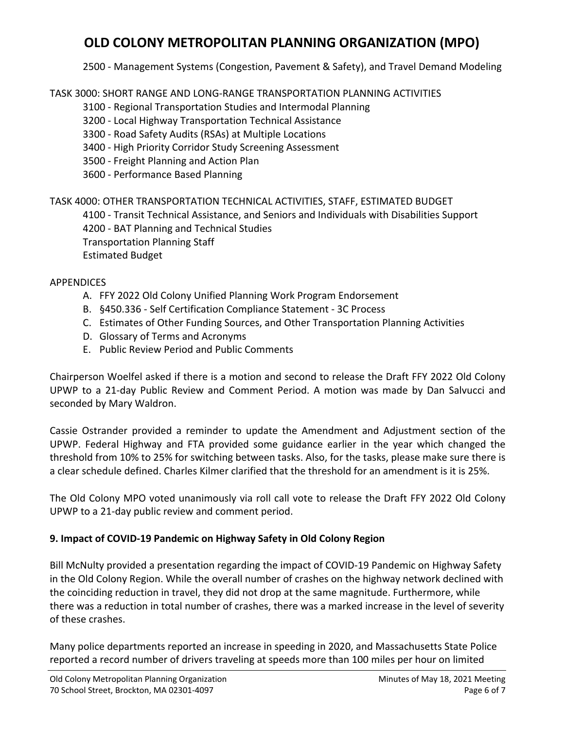2500 - Management Systems (Congestion, Pavement & Safety), and Travel Demand Modeling

TASK 3000: SHORT RANGE AND LONG-RANGE TRANSPORTATION PLANNING ACTIVITIES

- 3100 - Regional Transportation Studies and Intermodal Planning
- 3200 - Local Highway Transportation Technical Assistance
- 3300 - Road Safety Audits (RSAs) at Multiple Locations
- 3400 - High Priority Corridor Study Screening Assessment
- 3500 - Freight Planning and Action Plan
- 3600 - Performance Based Planning

TASK 4000: OTHER TRANSPORTATION TECHNICAL ACTIVITIES, STAFF, ESTIMATED BUDGET

- 4100 - Transit Technical Assistance, and Seniors and Individuals with Disabilities Support
- 4200 - BAT Planning and Technical Studies
- Transportation Planning Staff
- Estimated Budget

APPENDICES

A. FFY 2022 Old Colony Unified Planning Work Program Endorsement
B. §450.336 - Self Certification Compliance Statement - 3C Process
C. Estimates of Other Funding Sources, and Other Transportation Planning Activities
D. Glossary of Terms and Acronyms
E. Public Review Period and Public Comments

Chairperson Woelfel asked if there is a motion and second to release the Draft FFY 2022 Old Colony UPWP to a 21-day Public Review and Comment Period. A motion was made by Dan Salvucci and seconded by Mary Waldron.

Cassie Ostrander provided a reminder to update the Amendment and Adjustment section of the UPWP. Federal Highway and FTA provided some guidance earlier in the year which changed the threshold from 10% to 25% for switching between tasks. Also, for the tasks, please make sure there is a clear schedule defined. Charles Kilmer clarified that the threshold for an amendment is it is 25%.

The Old Colony MPO voted unanimously via roll call vote to release the Draft FFY 2022 Old Colony UPWP to a 21-day public review and comment period.

**9. Impact of COVID-19 Pandemic on Highway Safety in Old Colony Region**

Bill McNulty provided a presentation regarding the impact of COVID-19 Pandemic on Highway Safety in the Old Colony Region. While the overall number of crashes on the highway network declined with the coinciding reduction in travel, they did not drop at the same magnitude. Furthermore, while there was a reduction in total number of crashes, there was a marked increase in the level of severity of these crashes.

Many police departments reported an increase in speeding in 2020, and Massachusetts State Police reported a record number of drivers traveling at speeds more than 100 miles per hour on limited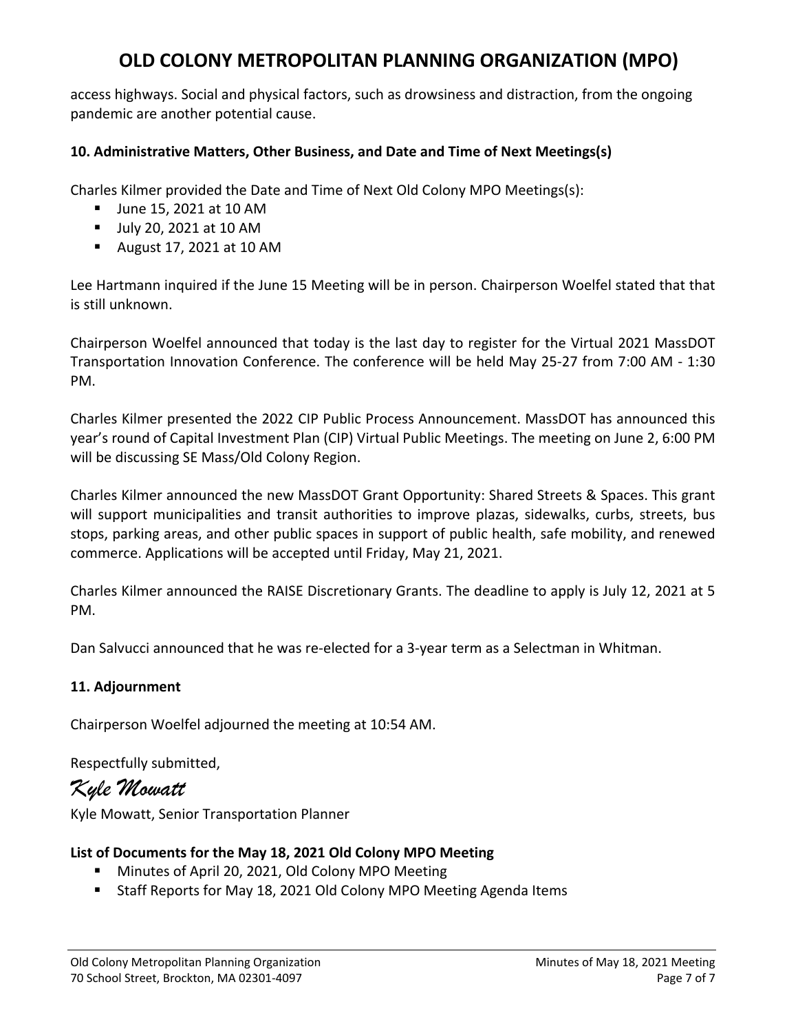access highways. Social and physical factors, such as drowsiness and distraction, from the ongoing pandemic are another potential cause.

**10. Administrative Matters, Other Business, and Date and Time of Next Meetings(s)**

Charles Kilmer provided the Date and Time of Next Old Colony MPO Meetings(s):

- June 15, 2021 at 10 AM
- July 20, 2021 at 10 AM
- August 17, 2021 at 10 AM

Lee Hartmann inquired if the June 15 Meeting will be in person. Chairperson Woelfel stated that that is still unknown.

Chairperson Woelfel announced that today is the last day to register for the Virtual 2021 MassDOT Transportation Innovation Conference. The conference will be held May 25-27 from 7:00 AM - 1:30 PM.

Charles Kilmer presented the 2022 CIP Public Process Announcement. MassDOT has announced this year's round of Capital Investment Plan (CIP) Virtual Public Meetings. The meeting on June 2, 6:00 PM will be discussing SE Mass/Old Colony Region.

Charles Kilmer announced the new MassDOT Grant Opportunity: Shared Streets & Spaces. This grant will support municipalities and transit authorities to improve plazas, sidewalks, curbs, streets, bus stops, parking areas, and other public spaces in support of public health, safe mobility, and renewed commerce. Applications will be accepted until Friday, May 21, 2021.

Charles Kilmer announced the RAISE Discretionary Grants. The deadline to apply is July 12, 2021 at 5 PM.

Dan Salvucci announced that he was re-elected for a 3-year term as a Selectman in Whitman.

**11. Adjournment**

Chairperson Woelfel adjourned the meeting at 10:54 AM.

Respectfully submitted,

*Kyle Mowatt*

Kyle Mowatt, Senior Transportation Planner

**List of Documents for the May 18, 2021 Old Colony MPO Meeting**

- Minutes of April 20, 2021, Old Colony MPO Meeting
- Staff Reports for May 18, 2021 Old Colony MPO Meeting Agenda Items